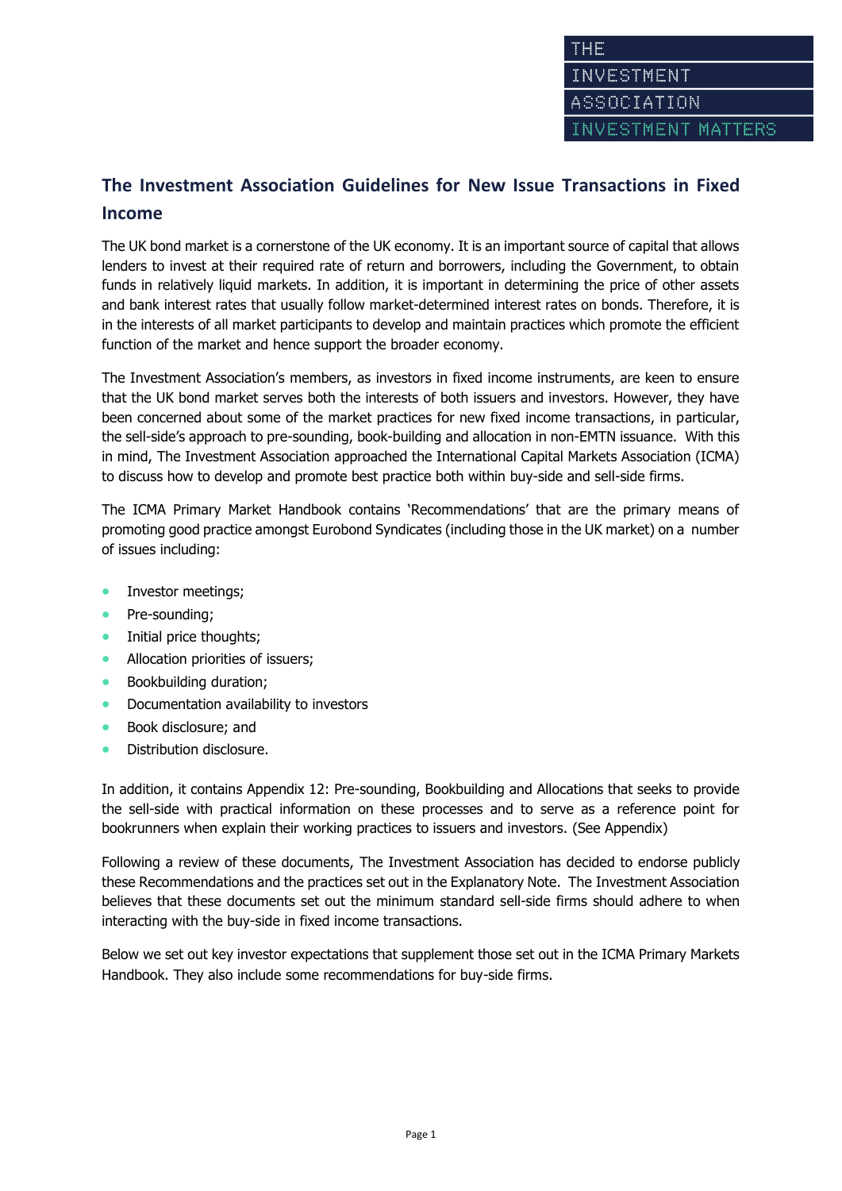# The Investment Association Guidelines for New Issue Transactions in Fixed Income

The UK bond market is a cornerstone of the UK economy. It is an important source of capital that allows lenders to invest at their required rate of return and borrowers, including the Government, to obtain funds in relatively liquid markets. In addition, it is important in determining the price of other assets and bank interest rates that usually follow market-determined interest rates on bonds. Therefore, it is in the interests of all market participants to develop and maintain practices which promote the efficient function of the market and hence support the broader economy.

The Investment Association's members, as investors in fixed income instruments, are keen to ensure that the UK bond market serves both the interests of both issuers and investors. However, they have been concerned about some of the market practices for new fixed income transactions, in particular, the sell-side's approach to pre-sounding, book-building and allocation in non-EMTN issuance. With this in mind, The Investment Association approached the International Capital Markets Association (ICMA) to discuss how to develop and promote best practice both within buy-side and sell-side firms.

The ICMA Primary Market Handbook contains 'Recommendations' that are the primary means of promoting good practice amongst Eurobond Syndicates (including those in the UK market) on a number of issues including:

- Investor meetings;
- Pre-sounding;
- Initial price thoughts;
- Allocation priorities of issuers;
- Bookbuilding duration;
- Documentation availability to investors
- Book disclosure; and
- Distribution disclosure.

In addition, it contains Appendix 12: Pre-sounding, Bookbuilding and Allocations that seeks to provide the sell-side with practical information on these processes and to serve as a reference point for bookrunners when explain their working practices to issuers and investors. (See Appendix)

Following a review of these documents, The Investment Association has decided to endorse publicly these Recommendations and the practices set out in the Explanatory Note. The Investment Association believes that these documents set out the minimum standard sell-side firms should adhere to when interacting with the buy-side in fixed income transactions.

Below we set out key investor expectations that supplement those set out in the ICMA Primary Markets Handbook. They also include some recommendations for buy-side firms.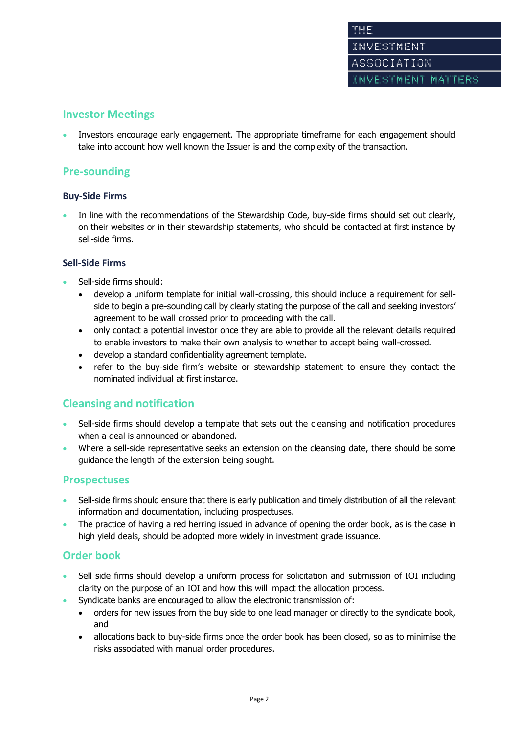## Investor Meetings

- Investors encourage early engagement. The appropriate timeframe for each engagement should take into account how well known the Issuer is and the complexity of the transaction.

## Pre-sounding

### Buy-Side Firms

- In line with the recommendations of the Stewardship Code, buy-side firms should set out clearly, on their websites or in their stewardship statements, who should be contacted at first instance by sell-side firms.

### Sell-Side Firms

- Sell-side firms should:
  - develop a uniform template for initial wall-crossing, this should include a requirement for sell-side to begin a pre-sounding call by clearly stating the purpose of the call and seeking investors' agreement to be wall crossed prior to proceeding with the call.
  - only contact a potential investor once they are able to provide all the relevant details required to enable investors to make their own analysis to whether to accept being wall-crossed.
  - develop a standard confidentiality agreement template.
  - refer to the buy-side firm's website or stewardship statement to ensure they contact the nominated individual at first instance.

## Cleansing and notification

- Sell-side firms should develop a template that sets out the cleansing and notification procedures when a deal is announced or abandoned.
- Where a sell-side representative seeks an extension on the cleansing date, there should be some guidance the length of the extension being sought.

## Prospectuses

- Sell-side firms should ensure that there is early publication and timely distribution of all the relevant information and documentation, including prospectuses.
- The practice of having a red herring issued in advance of opening the order book, as is the case in high yield deals, should be adopted more widely in investment grade issuance.

## Order book

- Sell side firms should develop a uniform process for solicitation and submission of IOI including clarity on the purpose of an IOI and how this will impact the allocation process.
- Syndicate banks are encouraged to allow the electronic transmission of:
  - orders for new issues from the buy side to one lead manager or directly to the syndicate book, and
  - allocations back to buy-side firms once the order book has been closed, so as to minimise the risks associated with manual order procedures.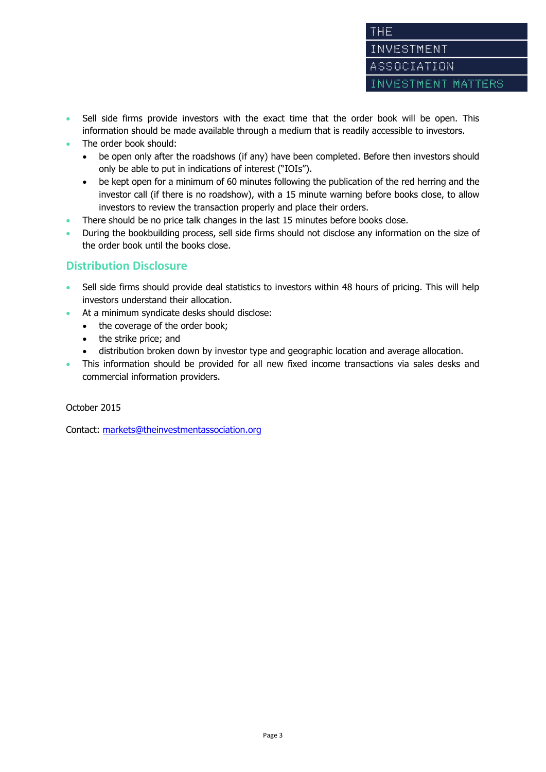- Sell side firms provide investors with the exact time that the order book will be open. This information should be made available through a medium that is readily accessible to investors.
- The order book should:
  - be open only after the roadshows (if any) have been completed. Before then investors should only be able to put in indications of interest ("IOIs").
  - be kept open for a minimum of 60 minutes following the publication of the red herring and the investor call (if there is no roadshow), with a 15 minute warning before books close, to allow investors to review the transaction properly and place their orders.
- There should be no price talk changes in the last 15 minutes before books close.
- During the bookbuilding process, sell side firms should not disclose any information on the size of the order book until the books close.

## Distribution Disclosure

- Sell side firms should provide deal statistics to investors within 48 hours of pricing. This will help investors understand their allocation.
- At a minimum syndicate desks should disclose:
  - the coverage of the order book;
  - the strike price; and
  - distribution broken down by investor type and geographic location and average allocation.
- This information should be provided for all new fixed income transactions via sales desks and commercial information providers.

October 2015

Contact: markets@theinvestmentassociation.org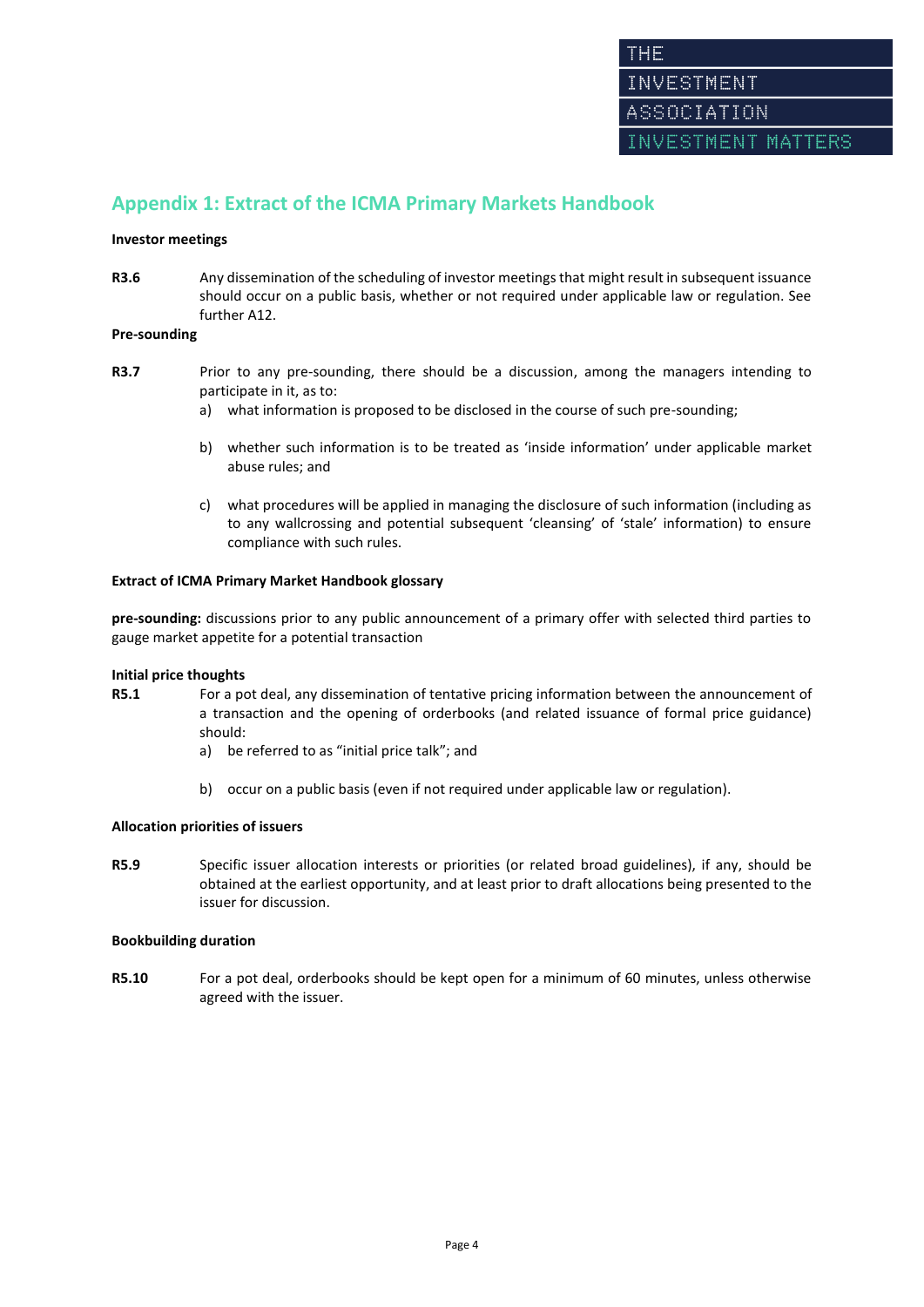## Appendix 1: Extract of the ICMA Primary Markets Handbook

**Investor meetings**

**R3.6** Any dissemination of the scheduling of investor meetings that might result in subsequent issuance should occur on a public basis, whether or not required under applicable law or regulation. See further A12.

**Pre-sounding**

**R3.7** Prior to any pre-sounding, there should be a discussion, among the managers intending to participate in it, as to:

a) what information is proposed to be disclosed in the course of such pre-sounding;

b) whether such information is to be treated as 'inside information' under applicable market abuse rules; and

c) what procedures will be applied in managing the disclosure of such information (including as to any wallcrossing and potential subsequent 'cleansing' of 'stale' information) to ensure compliance with such rules.

**Extract of ICMA Primary Market Handbook glossary**

**pre-sounding:** discussions prior to any public announcement of a primary offer with selected third parties to gauge market appetite for a potential transaction

**Initial price thoughts**

**R5.1** For a pot deal, any dissemination of tentative pricing information between the announcement of a transaction and the opening of orderbooks (and related issuance of formal price guidance) should:

a) be referred to as "initial price talk"; and

b) occur on a public basis (even if not required under applicable law or regulation).

**Allocation priorities of issuers**

**R5.9** Specific issuer allocation interests or priorities (or related broad guidelines), if any, should be obtained at the earliest opportunity, and at least prior to draft allocations being presented to the issuer for discussion.

**Bookbuilding duration**

**R5.10** For a pot deal, orderbooks should be kept open for a minimum of 60 minutes, unless otherwise agreed with the issuer.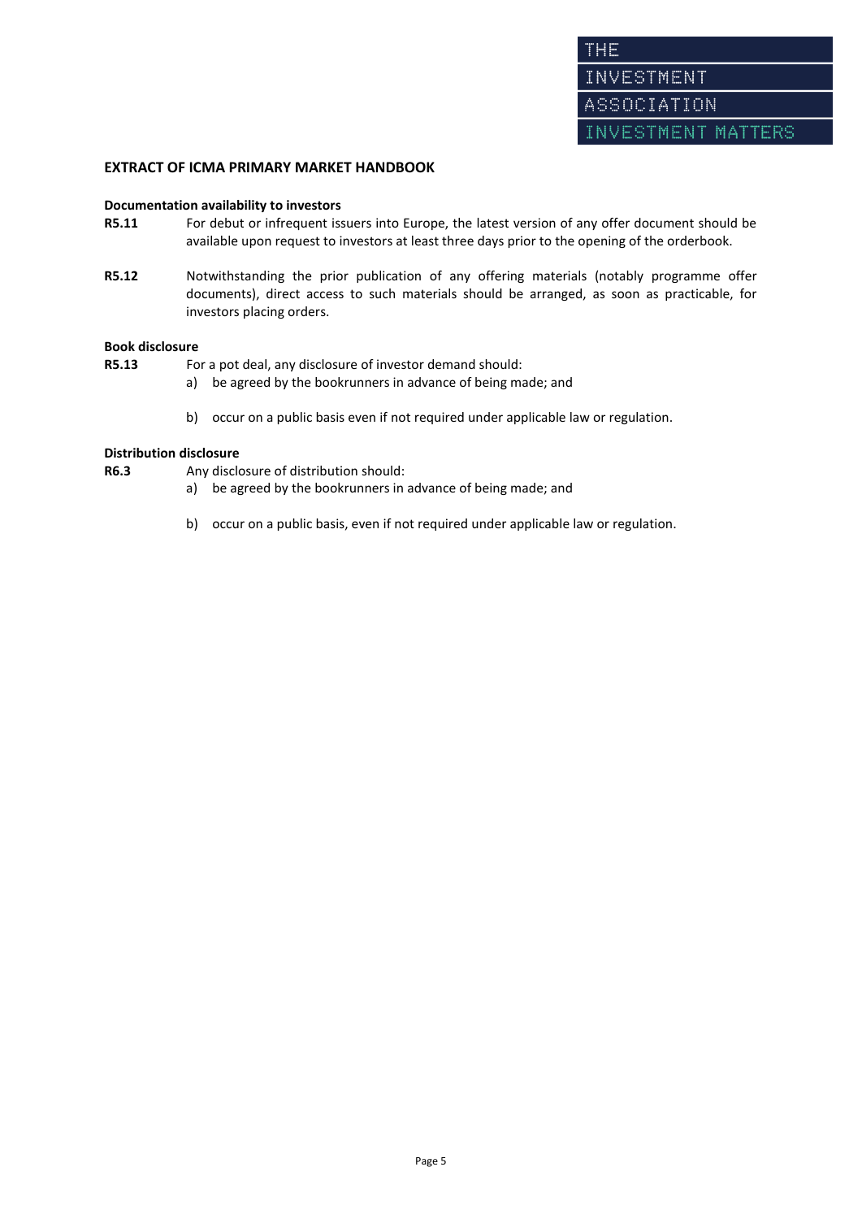## EXTRACT OF ICMA PRIMARY MARKET HANDBOOK

### Documentation availability to investors

**R5.11** For debut or infrequent issuers into Europe, the latest version of any offer document should be available upon request to investors at least three days prior to the opening of the orderbook.

**R5.12** Notwithstanding the prior publication of any offering materials (notably programme offer documents), direct access to such materials should be arranged, as soon as practicable, for investors placing orders.

### Book disclosure

**R5.13** For a pot deal, any disclosure of investor demand should:

a) be agreed by the bookrunners in advance of being made; and

b) occur on a public basis even if not required under applicable law or regulation.

### Distribution disclosure

**R6.3** Any disclosure of distribution should:

a) be agreed by the bookrunners in advance of being made; and

b) occur on a public basis, even if not required under applicable law or regulation.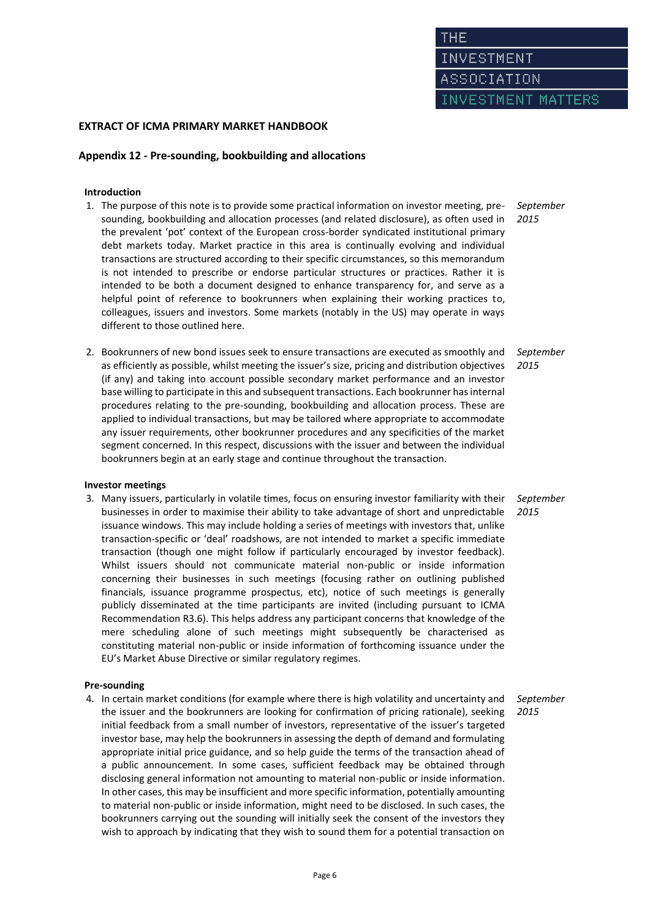## EXTRACT OF ICMA PRIMARY MARKET HANDBOOK

### Appendix 12 - Pre-sounding, bookbuilding and allocations

**Introduction**

1. The purpose of this note is to provide some practical information on investor meeting, pre-sounding, bookbuilding and allocation processes (and related disclosure), as often used in the prevalent 'pot' context of the European cross-border syndicated institutional primary debt markets today. Market practice in this area is continually evolving and individual transactions are structured according to their specific circumstances, so this memorandum is not intended to prescribe or endorse particular structures or practices. Rather it is intended to be both a document designed to enhance transparency for, and serve as a helpful point of reference to bookrunners when explaining their working practices to, colleagues, issuers and investors. Some markets (notably in the US) may operate in ways different to those outlined here. *September 2015*

2. Bookrunners of new bond issues seek to ensure transactions are executed as smoothly and as efficiently as possible, whilst meeting the issuer's size, pricing and distribution objectives (if any) and taking into account possible secondary market performance and an investor base willing to participate in this and subsequent transactions. Each bookrunner has internal procedures relating to the pre-sounding, bookbuilding and allocation process. These are applied to individual transactions, but may be tailored where appropriate to accommodate any issuer requirements, other bookrunner procedures and any specificities of the market segment concerned. In this respect, discussions with the issuer and between the individual bookrunners begin at an early stage and continue throughout the transaction. *September 2015*

**Investor meetings**

3. Many issuers, particularly in volatile times, focus on ensuring investor familiarity with their businesses in order to maximise their ability to take advantage of short and unpredictable issuance windows. This may include holding a series of meetings with investors that, unlike transaction-specific or 'deal' roadshows, are not intended to market a specific immediate transaction (though one might follow if particularly encouraged by investor feedback). Whilst issuers should not communicate material non-public or inside information concerning their businesses in such meetings (focusing rather on outlining published financials, issuance programme prospectus, etc), notice of such meetings is generally publicly disseminated at the time participants are invited (including pursuant to ICMA Recommendation R3.6). This helps address any participant concerns that knowledge of the mere scheduling alone of such meetings might subsequently be characterised as constituting material non-public or inside information of forthcoming issuance under the EU's Market Abuse Directive or similar regulatory regimes. *September 2015*

**Pre-sounding**

4. In certain market conditions (for example where there is high volatility and uncertainty and the issuer and the bookrunners are looking for confirmation of pricing rationale), seeking initial feedback from a small number of investors, representative of the issuer's targeted investor base, may help the bookrunners in assessing the depth of demand and formulating appropriate initial price guidance, and so help guide the terms of the transaction ahead of a public announcement. In some cases, sufficient feedback may be obtained through disclosing general information not amounting to material non-public or inside information. In other cases, this may be insufficient and more specific information, potentially amounting to material non-public or inside information, might need to be disclosed. In such cases, the bookrunners carrying out the sounding will initially seek the consent of the investors they wish to approach by indicating that they wish to sound them for a potential transaction on *September 2015*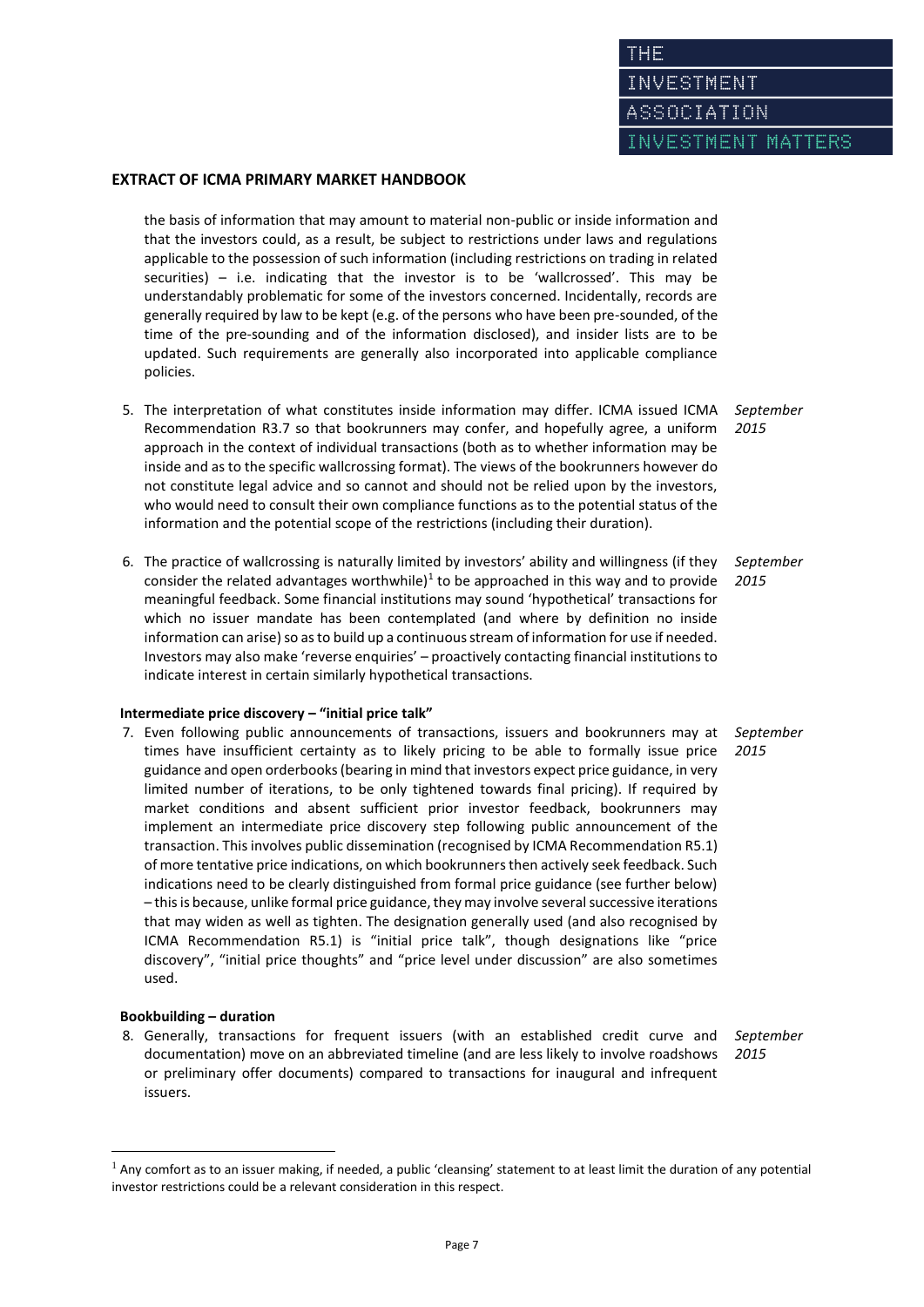**EXTRACT OF ICMA PRIMARY MARKET HANDBOOK**

the basis of information that may amount to material non-public or inside information and that the investors could, as a result, be subject to restrictions under laws and regulations applicable to the possession of such information (including restrictions on trading in related securities) – i.e. indicating that the investor is to be 'wallcrossed'. This may be understandably problematic for some of the investors concerned. Incidentally, records are generally required by law to be kept (e.g. of the persons who have been pre-sounded, of the time of the pre-sounding and of the information disclosed), and insider lists are to be updated. Such requirements are generally also incorporated into applicable compliance policies.

5. The interpretation of what constitutes inside information may differ. ICMA issued ICMA Recommendation R3.7 so that bookrunners may confer, and hopefully agree, a uniform approach in the context of individual transactions (both as to whether information may be inside and as to the specific wallcrossing format). The views of the bookrunners however do not constitute legal advice and so cannot and should not be relied upon by the investors, who would need to consult their own compliance functions as to the potential status of the information and the potential scope of the restrictions (including their duration). *September 2015*

6. The practice of wallcrossing is naturally limited by investors' ability and willingness (if they consider the related advantages worthwhile)[1] to be approached in this way and to provide meaningful feedback. Some financial institutions may sound 'hypothetical' transactions for which no issuer mandate has been contemplated (and where by definition no inside information can arise) so as to build up a continuous stream of information for use if needed. Investors may also make 'reverse enquiries' – proactively contacting financial institutions to indicate interest in certain similarly hypothetical transactions. *September 2015*

**Intermediate price discovery – "initial price talk"**

7. Even following public announcements of transactions, issuers and bookrunners may at times have insufficient certainty as to likely pricing to be able to formally issue price guidance and open orderbooks (bearing in mind that investors expect price guidance, in very limited number of iterations, to be only tightened towards final pricing). If required by market conditions and absent sufficient prior investor feedback, bookrunners may implement an intermediate price discovery step following public announcement of the transaction. This involves public dissemination (recognised by ICMA Recommendation R5.1) of more tentative price indications, on which bookrunners then actively seek feedback. Such indications need to be clearly distinguished from formal price guidance (see further below) – this is because, unlike formal price guidance, they may involve several successive iterations that may widen as well as tighten. The designation generally used (and also recognised by ICMA Recommendation R5.1) is "initial price talk", though designations like "price discovery", "initial price thoughts" and "price level under discussion" are also sometimes used. *September 2015*

**Bookbuilding – duration**

8. Generally, transactions for frequent issuers (with an established credit curve and documentation) move on an abbreviated timeline (and are less likely to involve roadshows or preliminary offer documents) compared to transactions for inaugural and infrequent issuers. *September 2015*

[1] Any comfort as to an issuer making, if needed, a public 'cleansing' statement to at least limit the duration of any potential investor restrictions could be a relevant consideration in this respect.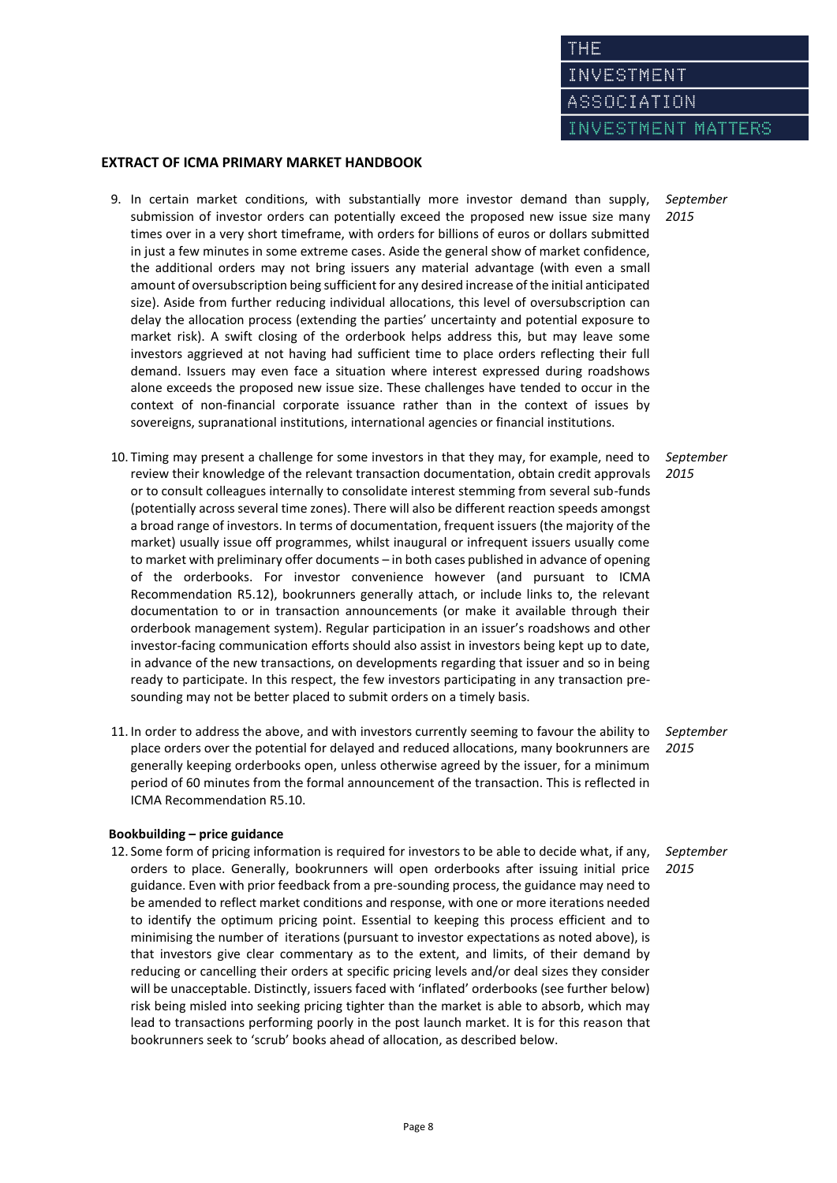## EXTRACT OF ICMA PRIMARY MARKET HANDBOOK

9. In certain market conditions, with substantially more investor demand than supply, submission of investor orders can potentially exceed the proposed new issue size many times over in a very short timeframe, with orders for billions of euros or dollars submitted in just a few minutes in some extreme cases. Aside the general show of market confidence, the additional orders may not bring issuers any material advantage (with even a small amount of oversubscription being sufficient for any desired increase of the initial anticipated size). Aside from further reducing individual allocations, this level of oversubscription can delay the allocation process (extending the parties' uncertainty and potential exposure to market risk). A swift closing of the orderbook helps address this, but may leave some investors aggrieved at not having had sufficient time to place orders reflecting their full demand. Issuers may even face a situation where interest expressed during roadshows alone exceeds the proposed new issue size. These challenges have tended to occur in the context of non-financial corporate issuance rather than in the context of issues by sovereigns, supranational institutions, international agencies or financial institutions. *September 2015*

10. Timing may present a challenge for some investors in that they may, for example, need to review their knowledge of the relevant transaction documentation, obtain credit approvals or to consult colleagues internally to consolidate interest stemming from several sub-funds (potentially across several time zones). There will also be different reaction speeds amongst a broad range of investors. In terms of documentation, frequent issuers (the majority of the market) usually issue off programmes, whilst inaugural or infrequent issuers usually come to market with preliminary offer documents – in both cases published in advance of opening of the orderbooks. For investor convenience however (and pursuant to ICMA Recommendation R5.12), bookrunners generally attach, or include links to, the relevant documentation to or in transaction announcements (or make it available through their orderbook management system). Regular participation in an issuer's roadshows and other investor-facing communication efforts should also assist in investors being kept up to date, in advance of the new transactions, on developments regarding that issuer and so in being ready to participate. In this respect, the few investors participating in any transaction pre-sounding may not be better placed to submit orders on a timely basis. *September 2015*

11. In order to address the above, and with investors currently seeming to favour the ability to place orders over the potential for delayed and reduced allocations, many bookrunners are generally keeping orderbooks open, unless otherwise agreed by the issuer, for a minimum period of 60 minutes from the formal announcement of the transaction. This is reflected in ICMA Recommendation R5.10. *September 2015*

### Bookbuilding – price guidance

12. Some form of pricing information is required for investors to be able to decide what, if any, orders to place. Generally, bookrunners will open orderbooks after issuing initial price guidance. Even with prior feedback from a pre-sounding process, the guidance may need to be amended to reflect market conditions and response, with one or more iterations needed to identify the optimum pricing point. Essential to keeping this process efficient and to minimising the number of iterations (pursuant to investor expectations as noted above), is that investors give clear commentary as to the extent, and limits, of their demand by reducing or cancelling their orders at specific pricing levels and/or deal sizes they consider will be unacceptable. Distinctly, issuers faced with 'inflated' orderbooks (see further below) risk being misled into seeking pricing tighter than the market is able to absorb, which may lead to transactions performing poorly in the post launch market. It is for this reason that bookrunners seek to 'scrub' books ahead of allocation, as described below. *September 2015*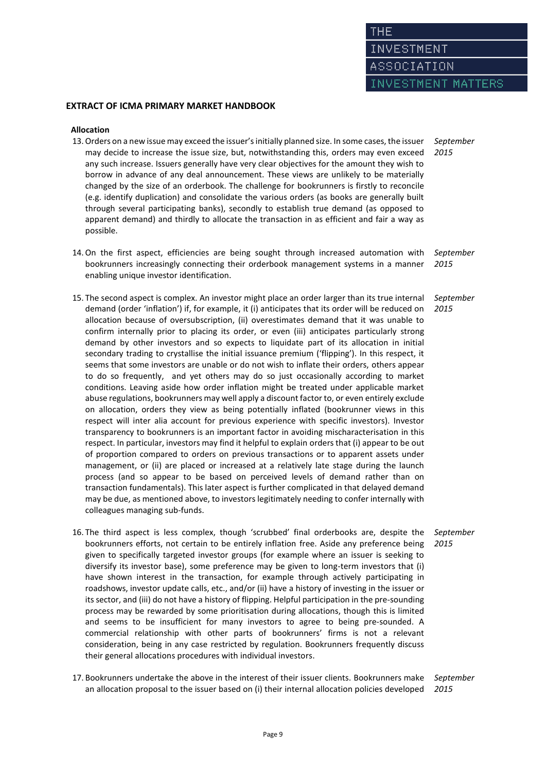## EXTRACT OF ICMA PRIMARY MARKET HANDBOOK

### Allocation

13. Orders on a new issue may exceed the issuer's initially planned size. In some cases, the issuer may decide to increase the issue size, but, notwithstanding this, orders may even exceed any such increase. Issuers generally have very clear objectives for the amount they wish to borrow in advance of any deal announcement. These views are unlikely to be materially changed by the size of an orderbook. The challenge for bookrunners is firstly to reconcile (e.g. identify duplication) and consolidate the various orders (as books are generally built through several participating banks), secondly to establish true demand (as opposed to apparent demand) and thirdly to allocate the transaction in as efficient and fair a way as possible. *September 2015*

14. On the first aspect, efficiencies are being sought through increased automation with bookrunners increasingly connecting their orderbook management systems in a manner enabling unique investor identification. *September 2015*

15. The second aspect is complex. An investor might place an order larger than its true internal demand (order 'inflation') if, for example, it (i) anticipates that its order will be reduced on allocation because of oversubscription, (ii) overestimates demand that it was unable to confirm internally prior to placing its order, or even (iii) anticipates particularly strong demand by other investors and so expects to liquidate part of its allocation in initial secondary trading to crystallise the initial issuance premium ('flipping'). In this respect, it seems that some investors are unable or do not wish to inflate their orders, others appear to do so frequently, and yet others may do so just occasionally according to market conditions. Leaving aside how order inflation might be treated under applicable market abuse regulations, bookrunners may well apply a discount factor to, or even entirely exclude on allocation, orders they view as being potentially inflated (bookrunner views in this respect will inter alia account for previous experience with specific investors). Investor transparency to bookrunners is an important factor in avoiding mischaracterisation in this respect. In particular, investors may find it helpful to explain orders that (i) appear to be out of proportion compared to orders on previous transactions or to apparent assets under management, or (ii) are placed or increased at a relatively late stage during the launch process (and so appear to be based on perceived levels of demand rather than on transaction fundamentals). This later aspect is further complicated in that delayed demand may be due, as mentioned above, to investors legitimately needing to confer internally with colleagues managing sub-funds. *September 2015*

16. The third aspect is less complex, though 'scrubbed' final orderbooks are, despite the bookrunners efforts, not certain to be entirely inflation free. Aside any preference being given to specifically targeted investor groups (for example where an issuer is seeking to diversify its investor base), some preference may be given to long-term investors that (i) have shown interest in the transaction, for example through actively participating in roadshows, investor update calls, etc., and/or (ii) have a history of investing in the issuer or its sector, and (iii) do not have a history of flipping. Helpful participation in the pre-sounding process may be rewarded by some prioritisation during allocations, though this is limited and seems to be insufficient for many investors to agree to being pre-sounded. A commercial relationship with other parts of bookrunners' firms is not a relevant consideration, being in any case restricted by regulation. Bookrunners frequently discuss their general allocations procedures with individual investors. *September 2015*

17. Bookrunners undertake the above in the interest of their issuer clients. Bookrunners make an allocation proposal to the issuer based on (i) their internal allocation policies developed *September 2015*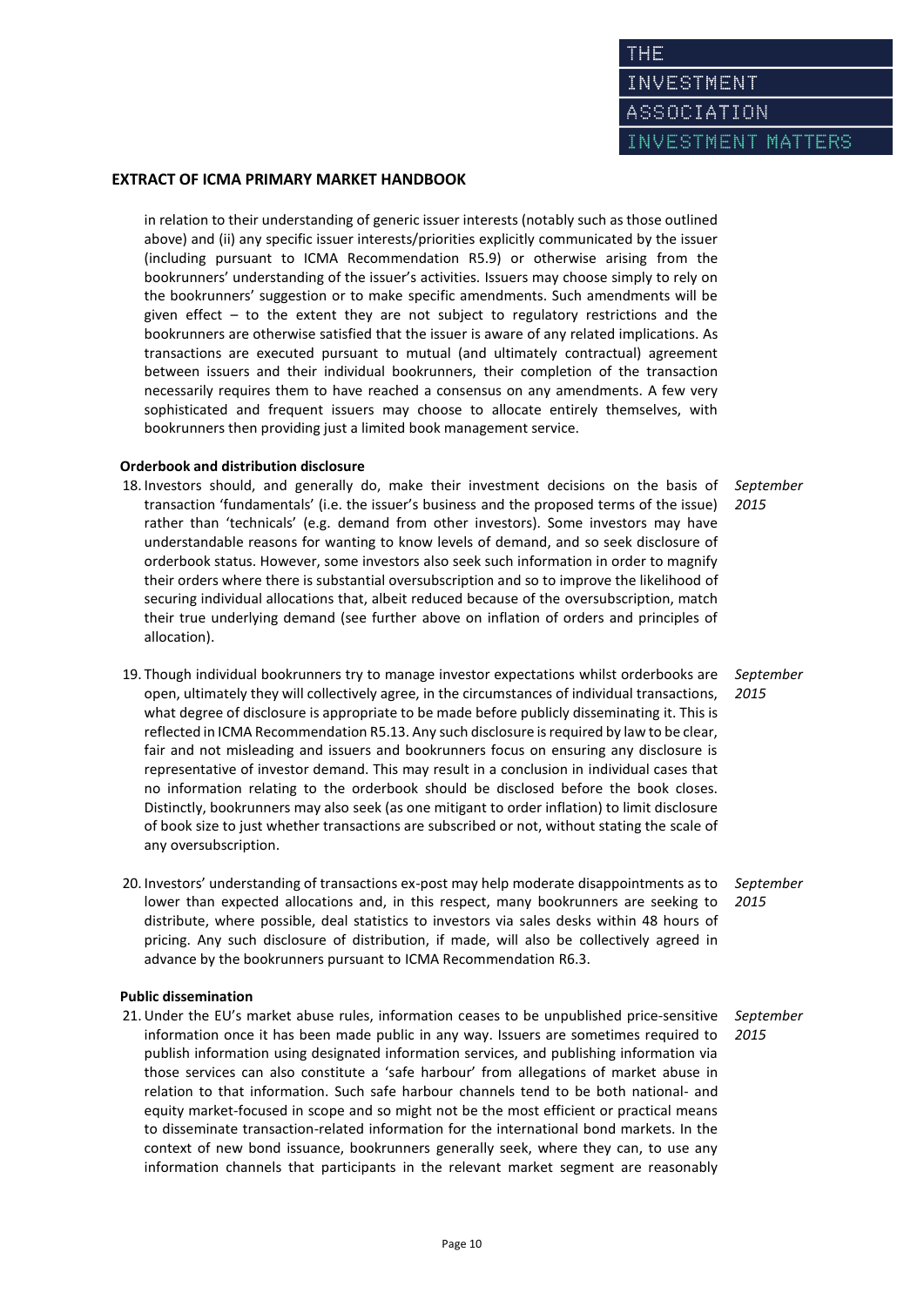## EXTRACT OF ICMA PRIMARY MARKET HANDBOOK

in relation to their understanding of generic issuer interests (notably such as those outlined above) and (ii) any specific issuer interests/priorities explicitly communicated by the issuer (including pursuant to ICMA Recommendation R5.9) or otherwise arising from the bookrunners' understanding of the issuer's activities. Issuers may choose simply to rely on the bookrunners' suggestion or to make specific amendments. Such amendments will be given effect – to the extent they are not subject to regulatory restrictions and the bookrunners are otherwise satisfied that the issuer is aware of any related implications. As transactions are executed pursuant to mutual (and ultimately contractual) agreement between issuers and their individual bookrunners, their completion of the transaction necessarily requires them to have reached a consensus on any amendments. A few very sophisticated and frequent issuers may choose to allocate entirely themselves, with bookrunners then providing just a limited book management service.

### Orderbook and distribution disclosure

18. Investors should, and generally do, make their investment decisions on the basis of transaction 'fundamentals' (i.e. the issuer's business and the proposed terms of the issue) rather than 'technicals' (e.g. demand from other investors). Some investors may have understandable reasons for wanting to know levels of demand, and so seek disclosure of orderbook status. However, some investors also seek such information in order to magnify their orders where there is substantial oversubscription and so to improve the likelihood of securing individual allocations that, albeit reduced because of the oversubscription, match their true underlying demand (see further above on inflation of orders and principles of allocation). *September 2015*

19. Though individual bookrunners try to manage investor expectations whilst orderbooks are open, ultimately they will collectively agree, in the circumstances of individual transactions, what degree of disclosure is appropriate to be made before publicly disseminating it. This is reflected in ICMA Recommendation R5.13. Any such disclosure is required by law to be clear, fair and not misleading and issuers and bookrunners focus on ensuring any disclosure is representative of investor demand. This may result in a conclusion in individual cases that no information relating to the orderbook should be disclosed before the book closes. Distinctly, bookrunners may also seek (as one mitigant to order inflation) to limit disclosure of book size to just whether transactions are subscribed or not, without stating the scale of any oversubscription. *September 2015*

20. Investors' understanding of transactions ex-post may help moderate disappointments as to lower than expected allocations and, in this respect, many bookrunners are seeking to distribute, where possible, deal statistics to investors via sales desks within 48 hours of pricing. Any such disclosure of distribution, if made, will also be collectively agreed in advance by the bookrunners pursuant to ICMA Recommendation R6.3. *September 2015*

### Public dissemination

21. Under the EU's market abuse rules, information ceases to be unpublished price-sensitive information once it has been made public in any way. Issuers are sometimes required to publish information using designated information services, and publishing information via those services can also constitute a 'safe harbour' from allegations of market abuse in relation to that information. Such safe harbour channels tend to be both national- and equity market-focused in scope and so might not be the most efficient or practical means to disseminate transaction-related information for the international bond markets. In the context of new bond issuance, bookrunners generally seek, where they can, to use any information channels that participants in the relevant market segment are reasonably *September 2015*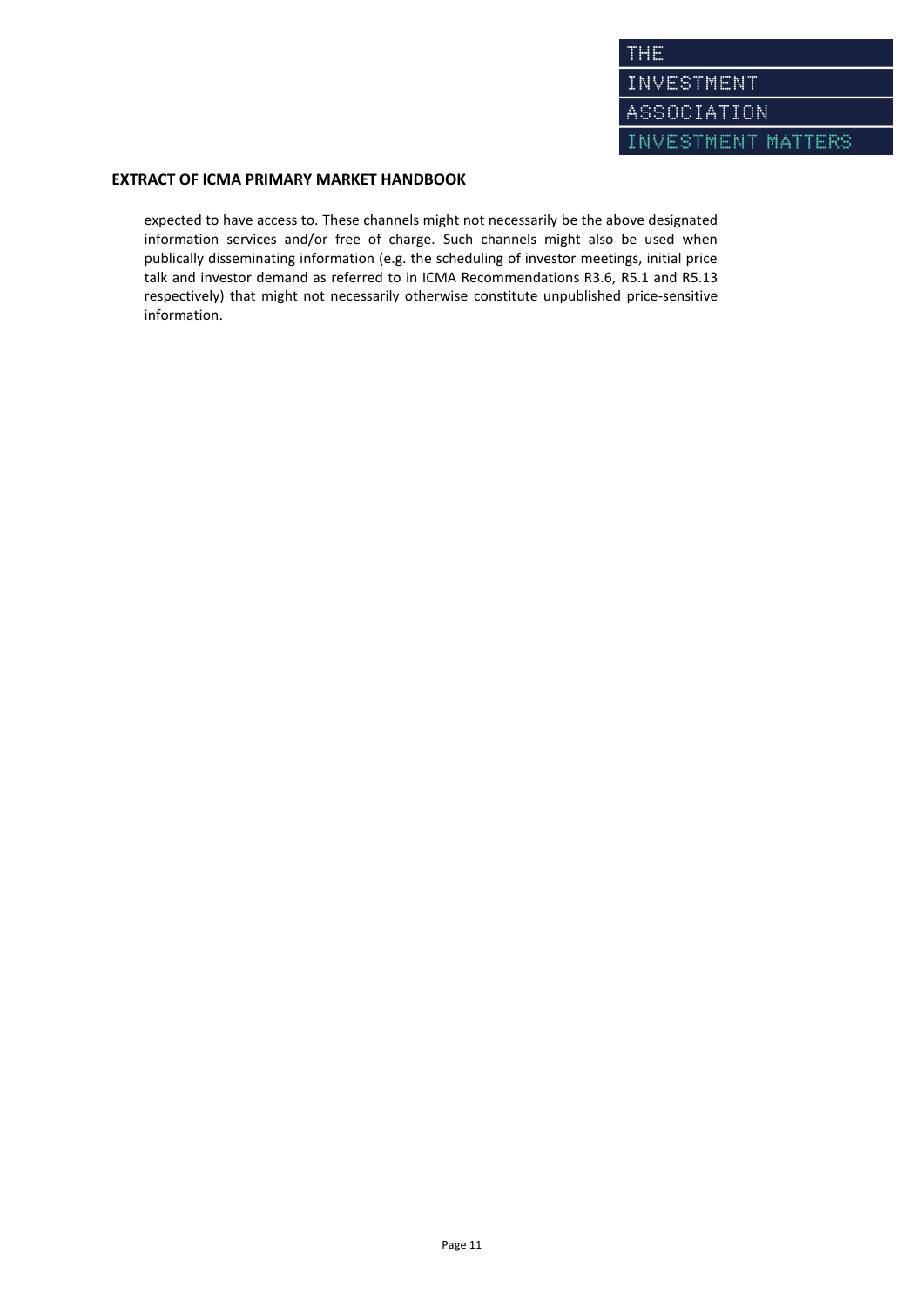**EXTRACT OF ICMA PRIMARY MARKET HANDBOOK**

expected to have access to. These channels might not necessarily be the above designated information services and/or free of charge. Such channels might also be used when publically disseminating information (e.g. the scheduling of investor meetings, initial price talk and investor demand as referred to in ICMA Recommendations R3.6, R5.1 and R5.13 respectively) that might not necessarily otherwise constitute unpublished price-sensitive information.